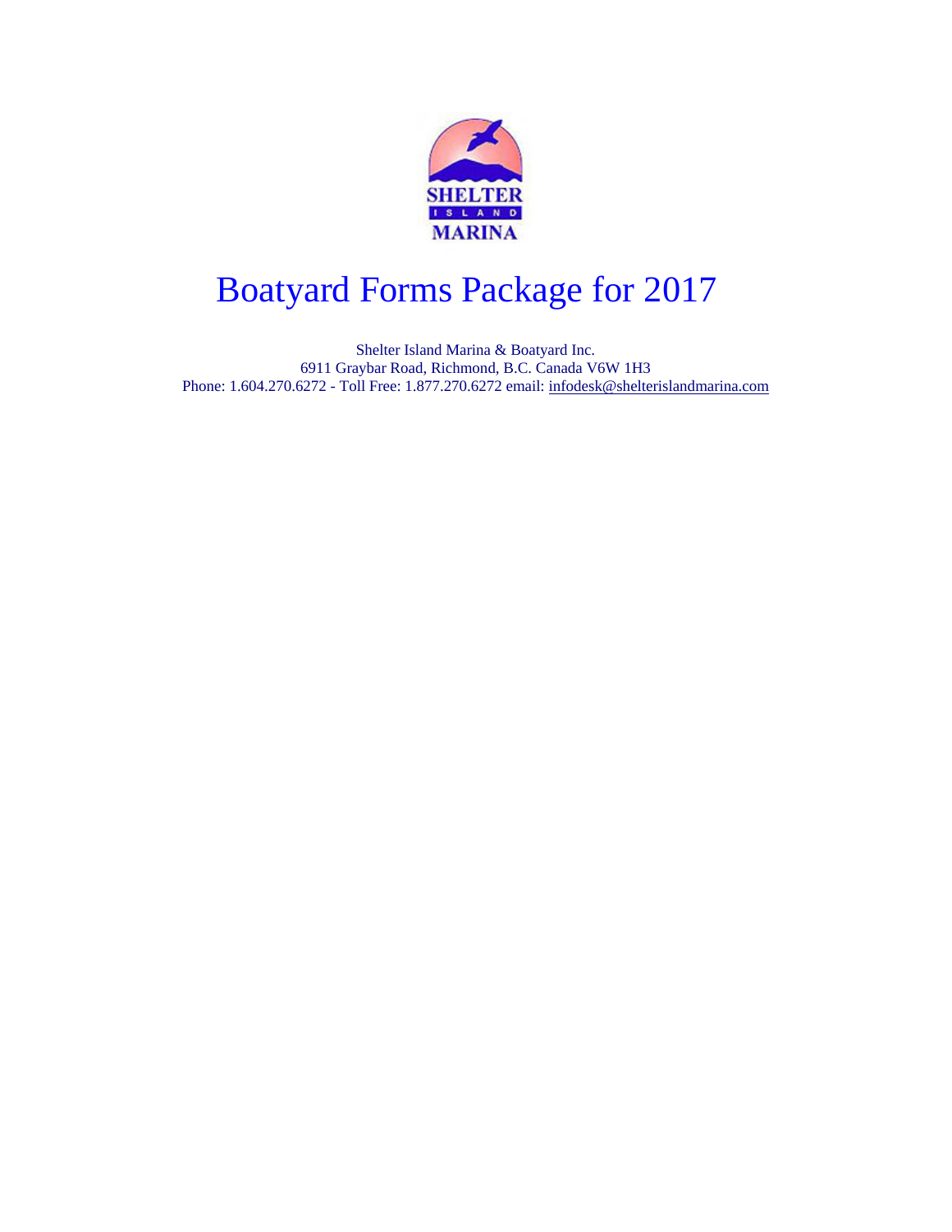# Boatyard Forms Package for 2017

Shelter Island Marina & Boatyard Inc.
6911 Graybar Road, Richmond, B.C. Canada V6W 1H3
Phone: 1.604.270.6272 - Toll Free: 1.877.270.6272 email: infodesk@shelterislandmarina.com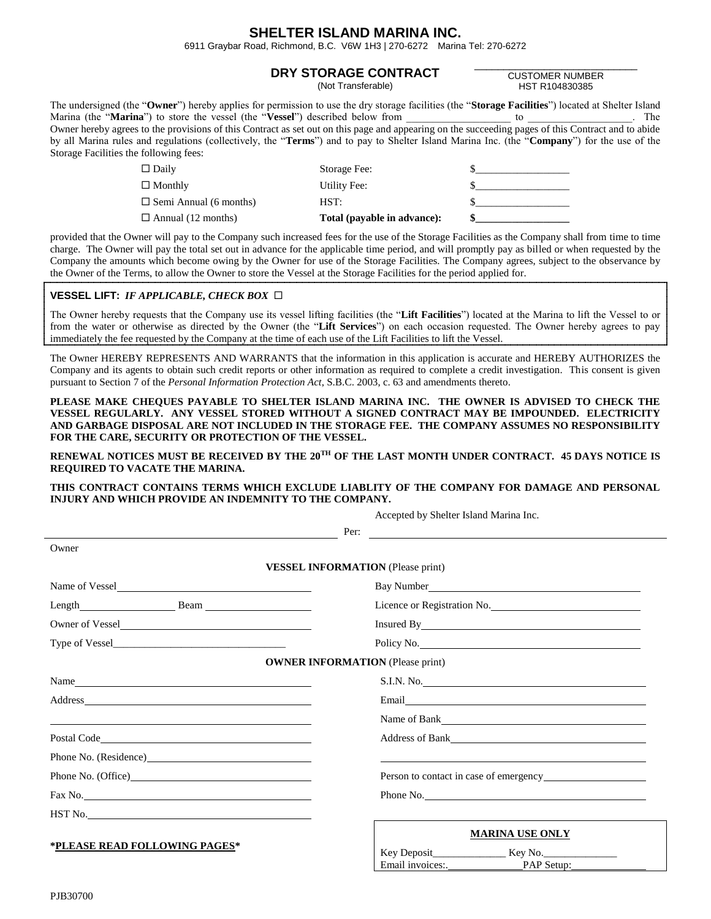# SHELTER ISLAND MARINA INC.

6911 Graybar Road, Richmond, B.C. V6W 1H3 | 270-6272 Marina Tel: 270-6272

## DRY STORAGE CONTRACT

(Not Transferable)

______________________________
CUSTOMER NUMBER
HST R104830385

The undersigned (the "**Owner**") hereby applies for permission to use the dry storage facilities (the "**Storage Facilities**") located at Shelter Island Marina (the "**Marina**") to store the vessel (the "**Vessel**") described below from ____________________ to ____________________. The Owner hereby agrees to the provisions of this Contract as set out on this page and appearing on the succeeding pages of this Contract and to abide by all Marina rules and regulations (collectively, the "**Terms**") and to pay to Shelter Island Marina Inc. (the "**Company**") for the use of the Storage Facilities the following fees:

| | | |
|---|---|---|
| ☐ Daily | Storage Fee: | $__________________ |
| ☐ Monthly | Utility Fee: | $__________________ |
| ☐ Semi Annual (6 months) | HST: | $__________________ |
| ☐ Annual (12 months) | **Total (payable in advance):** | **$__________________** |

provided that the Owner will pay to the Company such increased fees for the use of the Storage Facilities as the Company shall from time to time charge. The Owner will pay the total set out in advance for the applicable time period, and will promptly pay as billed or when requested by the Company the amounts which become owing by the Owner for use of the Storage Facilities. The Company agrees, subject to the observance by the Owner of the Terms, to allow the Owner to store the Vessel at the Storage Facilities for the period applied for.

**VESSEL LIFT:** ***IF APPLICABLE, CHECK BOX*** ☐

The Owner hereby requests that the Company use its vessel lifting facilities (the "**Lift Facilities**") located at the Marina to lift the Vessel to or from the water or otherwise as directed by the Owner (the "**Lift Services**") on each occasion requested. The Owner hereby agrees to pay immediately the fee requested by the Company at the time of each use of the Lift Facilities to lift the Vessel.

The Owner HEREBY REPRESENTS AND WARRANTS that the information in this application is accurate and HEREBY AUTHORIZES the Company and its agents to obtain such credit reports or other information as required to complete a credit investigation. This consent is given pursuant to Section 7 of the *Personal Information Protection Act*, S.B.C. 2003, c. 63 and amendments thereto.

**PLEASE MAKE CHEQUES PAYABLE TO SHELTER ISLAND MARINA INC. THE OWNER IS ADVISED TO CHECK THE VESSEL REGULARLY. ANY VESSEL STORED WITHOUT A SIGNED CONTRACT MAY BE IMPOUNDED. ELECTRICITY AND GARBAGE DISPOSAL ARE NOT INCLUDED IN THE STORAGE FEE. THE COMPANY ASSUMES NO RESPONSIBILITY FOR THE CARE, SECURITY OR PROTECTION OF THE VESSEL.**

**RENEWAL NOTICES MUST BE RECEIVED BY THE 20TH OF THE LAST MONTH UNDER CONTRACT. 45 DAYS NOTICE IS REQUIRED TO VACATE THE MARINA.**

**THIS CONTRACT CONTAINS TERMS WHICH EXCLUDE LIABLITY OF THE COMPANY FOR DAMAGE AND PERSONAL INJURY AND WHICH PROVIDE AN INDEMNITY TO THE COMPANY.**

Accepted by Shelter Island Marina Inc.

______________________________ Per: ______________________________

Owner

**VESSEL INFORMATION** (Please print)

| | |
|---|---|
| Name of Vessel ____________ | Bay Number ____________ |
| Length ____________ Beam ____________ | Licence or Registration No. ____________ |
| Owner of Vessel ____________ | Insured By ____________ |
| Type of Vessel ____________ | Policy No. ____________ |

**OWNER INFORMATION** (Please print)

| | |
|---|---|
| Name ____________ | S.I.N. No. ____________ |
| Address ____________ | Email ____________ |
| ____________ | Name of Bank ____________ |
| Postal Code ____________ | Address of Bank ____________ |
| Phone No. (Residence) ____________ | ____________ |
| Phone No. (Office) ____________ | Person to contact in case of emergency ____________ |
| Fax No. ____________ | Phone No. ____________ |
| HST No. ____________ | |

**\*PLEASE READ FOLLOWING PAGES\***

**MARINA USE ONLY**

Key Deposit______________ Key No.______________
Email invoices:______________ PAP Setup:______________

PJB30700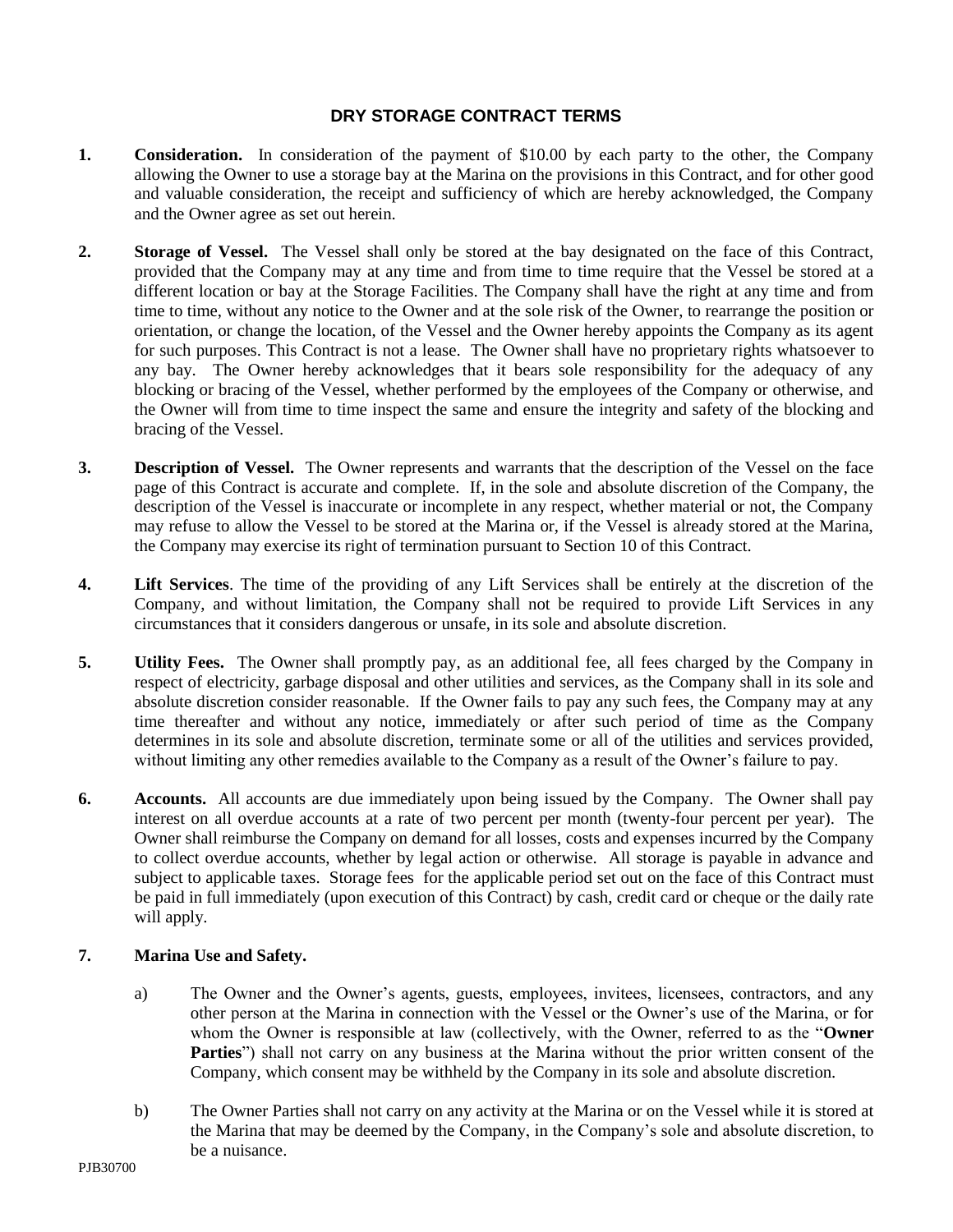## DRY STORAGE CONTRACT TERMS

1. **Consideration.** In consideration of the payment of $10.00 by each party to the other, the Company allowing the Owner to use a storage bay at the Marina on the provisions in this Contract, and for other good and valuable consideration, the receipt and sufficiency of which are hereby acknowledged, the Company and the Owner agree as set out herein.

2. **Storage of Vessel.** The Vessel shall only be stored at the bay designated on the face of this Contract, provided that the Company may at any time and from time to time require that the Vessel be stored at a different location or bay at the Storage Facilities. The Company shall have the right at any time and from time to time, without any notice to the Owner and at the sole risk of the Owner, to rearrange the position or orientation, or change the location, of the Vessel and the Owner hereby appoints the Company as its agent for such purposes. This Contract is not a lease. The Owner shall have no proprietary rights whatsoever to any bay. The Owner hereby acknowledges that it bears sole responsibility for the adequacy of any blocking or bracing of the Vessel, whether performed by the employees of the Company or otherwise, and the Owner will from time to time inspect the same and ensure the integrity and safety of the blocking and bracing of the Vessel.

3. **Description of Vessel.** The Owner represents and warrants that the description of the Vessel on the face page of this Contract is accurate and complete. If, in the sole and absolute discretion of the Company, the description of the Vessel is inaccurate or incomplete in any respect, whether material or not, the Company may refuse to allow the Vessel to be stored at the Marina or, if the Vessel is already stored at the Marina, the Company may exercise its right of termination pursuant to Section 10 of this Contract.

4. **Lift Services**. The time of the providing of any Lift Services shall be entirely at the discretion of the Company, and without limitation, the Company shall not be required to provide Lift Services in any circumstances that it considers dangerous or unsafe, in its sole and absolute discretion.

5. **Utility Fees.** The Owner shall promptly pay, as an additional fee, all fees charged by the Company in respect of electricity, garbage disposal and other utilities and services, as the Company shall in its sole and absolute discretion consider reasonable. If the Owner fails to pay any such fees, the Company may at any time thereafter and without any notice, immediately or after such period of time as the Company determines in its sole and absolute discretion, terminate some or all of the utilities and services provided, without limiting any other remedies available to the Company as a result of the Owner's failure to pay.

6. **Accounts.** All accounts are due immediately upon being issued by the Company. The Owner shall pay interest on all overdue accounts at a rate of two percent per month (twenty-four percent per year). The Owner shall reimburse the Company on demand for all losses, costs and expenses incurred by the Company to collect overdue accounts, whether by legal action or otherwise. All storage is payable in advance and subject to applicable taxes. Storage fees for the applicable period set out on the face of this Contract must be paid in full immediately (upon execution of this Contract) by cash, credit card or cheque or the daily rate will apply.

7. **Marina Use and Safety.**

   a) The Owner and the Owner's agents, guests, employees, invitees, licensees, contractors, and any other person at the Marina in connection with the Vessel or the Owner's use of the Marina, or for whom the Owner is responsible at law (collectively, with the Owner, referred to as the "**Owner Parties**") shall not carry on any business at the Marina without the prior written consent of the Company, which consent may be withheld by the Company in its sole and absolute discretion.

   b) The Owner Parties shall not carry on any activity at the Marina or on the Vessel while it is stored at the Marina that may be deemed by the Company, in the Company's sole and absolute discretion, to be a nuisance.

PJB30700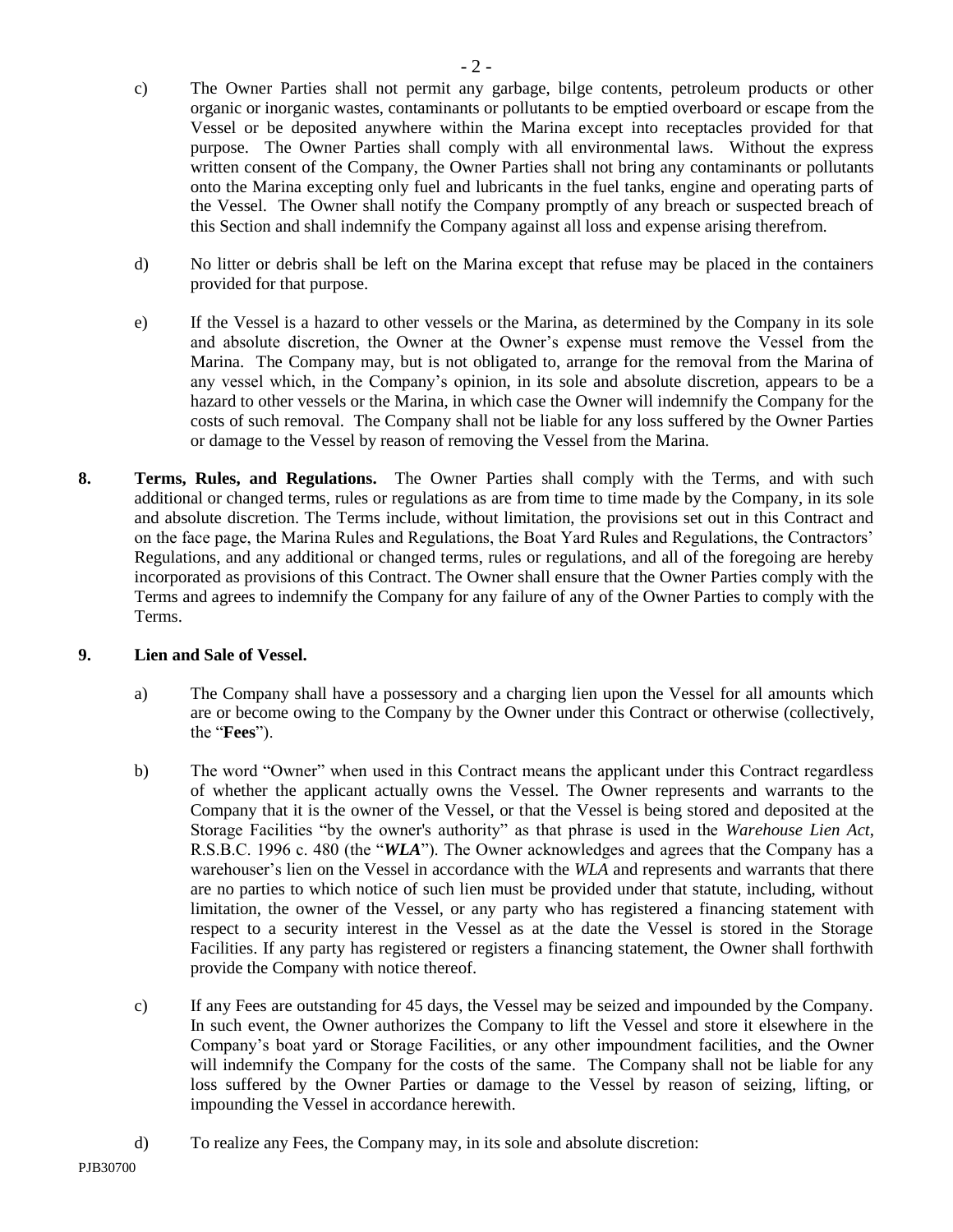c) The Owner Parties shall not permit any garbage, bilge contents, petroleum products or other organic or inorganic wastes, contaminants or pollutants to be emptied overboard or escape from the Vessel or be deposited anywhere within the Marina except into receptacles provided for that purpose. The Owner Parties shall comply with all environmental laws. Without the express written consent of the Company, the Owner Parties shall not bring any contaminants or pollutants onto the Marina excepting only fuel and lubricants in the fuel tanks, engine and operating parts of the Vessel. The Owner shall notify the Company promptly of any breach or suspected breach of this Section and shall indemnify the Company against all loss and expense arising therefrom.

d) No litter or debris shall be left on the Marina except that refuse may be placed in the containers provided for that purpose.

e) If the Vessel is a hazard to other vessels or the Marina, as determined by the Company in its sole and absolute discretion, the Owner at the Owner's expense must remove the Vessel from the Marina. The Company may, but is not obligated to, arrange for the removal from the Marina of any vessel which, in the Company's opinion, in its sole and absolute discretion, appears to be a hazard to other vessels or the Marina, in which case the Owner will indemnify the Company for the costs of such removal. The Company shall not be liable for any loss suffered by the Owner Parties or damage to the Vessel by reason of removing the Vessel from the Marina.

**8. Terms, Rules, and Regulations.** The Owner Parties shall comply with the Terms, and with such additional or changed terms, rules or regulations as are from time to time made by the Company, in its sole and absolute discretion. The Terms include, without limitation, the provisions set out in this Contract and on the face page, the Marina Rules and Regulations, the Boat Yard Rules and Regulations, the Contractors' Regulations, and any additional or changed terms, rules or regulations, and all of the foregoing are hereby incorporated as provisions of this Contract. The Owner shall ensure that the Owner Parties comply with the Terms and agrees to indemnify the Company for any failure of any of the Owner Parties to comply with the Terms.

**9. Lien and Sale of Vessel.**

a) The Company shall have a possessory and a charging lien upon the Vessel for all amounts which are or become owing to the Company by the Owner under this Contract or otherwise (collectively, the "**Fees**").

b) The word "Owner" when used in this Contract means the applicant under this Contract regardless of whether the applicant actually owns the Vessel. The Owner represents and warrants to the Company that it is the owner of the Vessel, or that the Vessel is being stored and deposited at the Storage Facilities "by the owner's authority" as that phrase is used in the *Warehouse Lien Act*, R.S.B.C. 1996 c. 480 (the "***WLA***"). The Owner acknowledges and agrees that the Company has a warehouser's lien on the Vessel in accordance with the *WLA* and represents and warrants that there are no parties to which notice of such lien must be provided under that statute, including, without limitation, the owner of the Vessel, or any party who has registered a financing statement with respect to a security interest in the Vessel as at the date the Vessel is stored in the Storage Facilities. If any party has registered or registers a financing statement, the Owner shall forthwith provide the Company with notice thereof.

c) If any Fees are outstanding for 45 days, the Vessel may be seized and impounded by the Company. In such event, the Owner authorizes the Company to lift the Vessel and store it elsewhere in the Company's boat yard or Storage Facilities, or any other impoundment facilities, and the Owner will indemnify the Company for the costs of the same. The Company shall not be liable for any loss suffered by the Owner Parties or damage to the Vessel by reason of seizing, lifting, or impounding the Vessel in accordance herewith.

d) To realize any Fees, the Company may, in its sole and absolute discretion: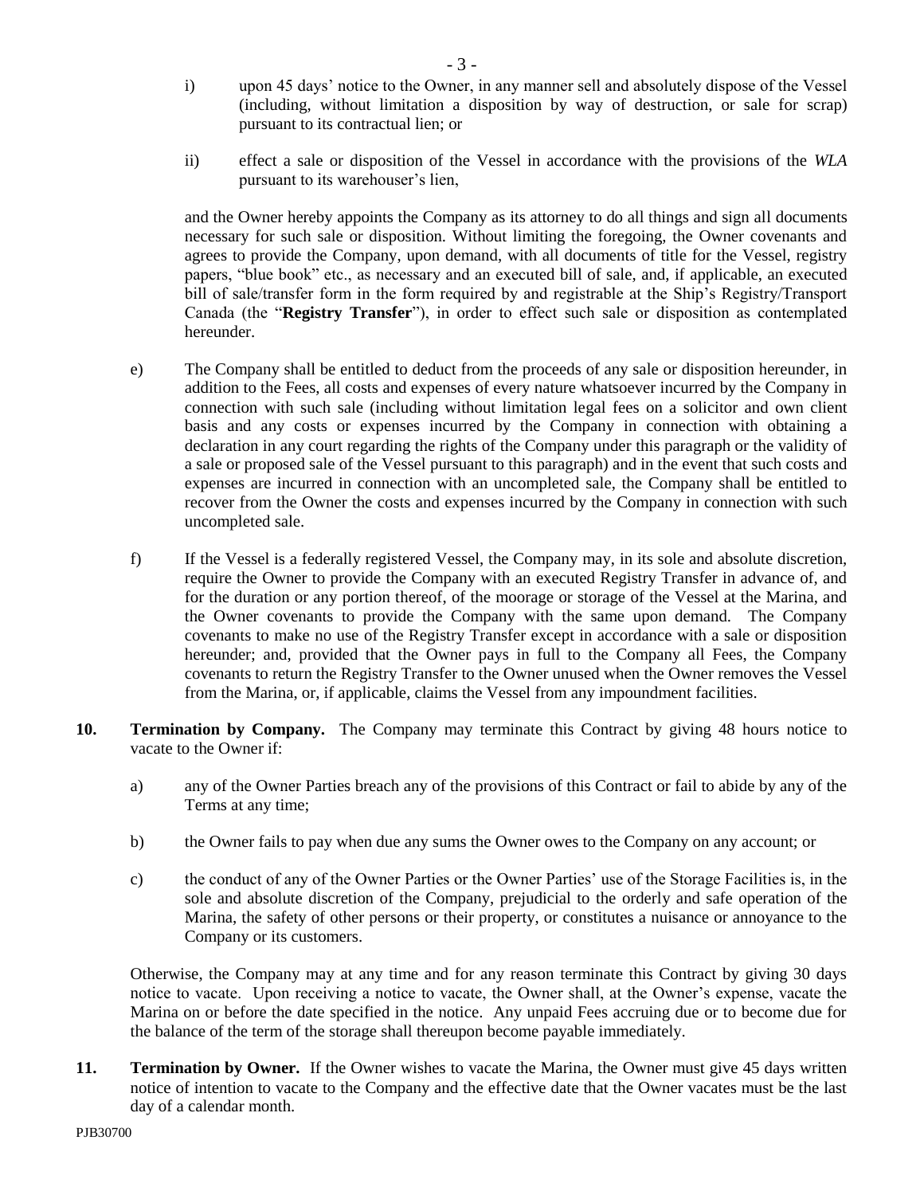i) upon 45 days' notice to the Owner, in any manner sell and absolutely dispose of the Vessel (including, without limitation a disposition by way of destruction, or sale for scrap) pursuant to its contractual lien; or

ii) effect a sale or disposition of the Vessel in accordance with the provisions of the *WLA* pursuant to its warehouser's lien,

and the Owner hereby appoints the Company as its attorney to do all things and sign all documents necessary for such sale or disposition. Without limiting the foregoing, the Owner covenants and agrees to provide the Company, upon demand, with all documents of title for the Vessel, registry papers, "blue book" etc., as necessary and an executed bill of sale, and, if applicable, an executed bill of sale/transfer form in the form required by and registrable at the Ship's Registry/Transport Canada (the "**Registry Transfer**"), in order to effect such sale or disposition as contemplated hereunder.

e) The Company shall be entitled to deduct from the proceeds of any sale or disposition hereunder, in addition to the Fees, all costs and expenses of every nature whatsoever incurred by the Company in connection with such sale (including without limitation legal fees on a solicitor and own client basis and any costs or expenses incurred by the Company in connection with obtaining a declaration in any court regarding the rights of the Company under this paragraph or the validity of a sale or proposed sale of the Vessel pursuant to this paragraph) and in the event that such costs and expenses are incurred in connection with an uncompleted sale, the Company shall be entitled to recover from the Owner the costs and expenses incurred by the Company in connection with such uncompleted sale.

f) If the Vessel is a federally registered Vessel, the Company may, in its sole and absolute discretion, require the Owner to provide the Company with an executed Registry Transfer in advance of, and for the duration or any portion thereof, of the moorage or storage of the Vessel at the Marina, and the Owner covenants to provide the Company with the same upon demand. The Company covenants to make no use of the Registry Transfer except in accordance with a sale or disposition hereunder; and, provided that the Owner pays in full to the Company all Fees, the Company covenants to return the Registry Transfer to the Owner unused when the Owner removes the Vessel from the Marina, or, if applicable, claims the Vessel from any impoundment facilities.

**10. Termination by Company.** The Company may terminate this Contract by giving 48 hours notice to vacate to the Owner if:

a) any of the Owner Parties breach any of the provisions of this Contract or fail to abide by any of the Terms at any time;

b) the Owner fails to pay when due any sums the Owner owes to the Company on any account; or

c) the conduct of any of the Owner Parties or the Owner Parties' use of the Storage Facilities is, in the sole and absolute discretion of the Company, prejudicial to the orderly and safe operation of the Marina, the safety of other persons or their property, or constitutes a nuisance or annoyance to the Company or its customers.

Otherwise, the Company may at any time and for any reason terminate this Contract by giving 30 days notice to vacate. Upon receiving a notice to vacate, the Owner shall, at the Owner's expense, vacate the Marina on or before the date specified in the notice. Any unpaid Fees accruing due or to become due for the balance of the term of the storage shall thereupon become payable immediately.

**11. Termination by Owner.** If the Owner wishes to vacate the Marina, the Owner must give 45 days written notice of intention to vacate to the Company and the effective date that the Owner vacates must be the last day of a calendar month.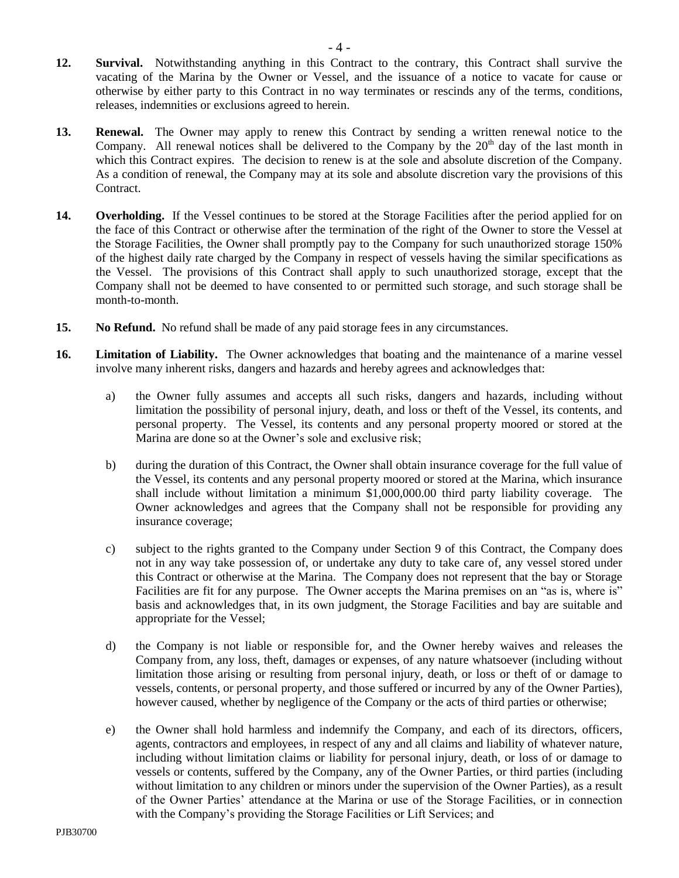**12. Survival.** Notwithstanding anything in this Contract to the contrary, this Contract shall survive the vacating of the Marina by the Owner or Vessel, and the issuance of a notice to vacate for cause or otherwise by either party to this Contract in no way terminates or rescinds any of the terms, conditions, releases, indemnities or exclusions agreed to herein.

**13. Renewal.** The Owner may apply to renew this Contract by sending a written renewal notice to the Company. All renewal notices shall be delivered to the Company by the 20th day of the last month in which this Contract expires. The decision to renew is at the sole and absolute discretion of the Company. As a condition of renewal, the Company may at its sole and absolute discretion vary the provisions of this Contract.

**14. Overholding.** If the Vessel continues to be stored at the Storage Facilities after the period applied for on the face of this Contract or otherwise after the termination of the right of the Owner to store the Vessel at the Storage Facilities, the Owner shall promptly pay to the Company for such unauthorized storage 150% of the highest daily rate charged by the Company in respect of vessels having the similar specifications as the Vessel. The provisions of this Contract shall apply to such unauthorized storage, except that the Company shall not be deemed to have consented to or permitted such storage, and such storage shall be month-to-month.

**15. No Refund.** No refund shall be made of any paid storage fees in any circumstances.

**16. Limitation of Liability.** The Owner acknowledges that boating and the maintenance of a marine vessel involve many inherent risks, dangers and hazards and hereby agrees and acknowledges that:

a) the Owner fully assumes and accepts all such risks, dangers and hazards, including without limitation the possibility of personal injury, death, and loss or theft of the Vessel, its contents, and personal property. The Vessel, its contents and any personal property moored or stored at the Marina are done so at the Owner's sole and exclusive risk;

b) during the duration of this Contract, the Owner shall obtain insurance coverage for the full value of the Vessel, its contents and any personal property moored or stored at the Marina, which insurance shall include without limitation a minimum $1,000,000.00 third party liability coverage. The Owner acknowledges and agrees that the Company shall not be responsible for providing any insurance coverage;

c) subject to the rights granted to the Company under Section 9 of this Contract, the Company does not in any way take possession of, or undertake any duty to take care of, any vessel stored under this Contract or otherwise at the Marina. The Company does not represent that the bay or Storage Facilities are fit for any purpose. The Owner accepts the Marina premises on an "as is, where is" basis and acknowledges that, in its own judgment, the Storage Facilities and bay are suitable and appropriate for the Vessel;

d) the Company is not liable or responsible for, and the Owner hereby waives and releases the Company from, any loss, theft, damages or expenses, of any nature whatsoever (including without limitation those arising or resulting from personal injury, death, or loss or theft of or damage to vessels, contents, or personal property, and those suffered or incurred by any of the Owner Parties), however caused, whether by negligence of the Company or the acts of third parties or otherwise;

e) the Owner shall hold harmless and indemnify the Company, and each of its directors, officers, agents, contractors and employees, in respect of any and all claims and liability of whatever nature, including without limitation claims or liability for personal injury, death, or loss of or damage to vessels or contents, suffered by the Company, any of the Owner Parties, or third parties (including without limitation to any children or minors under the supervision of the Owner Parties), as a result of the Owner Parties' attendance at the Marina or use of the Storage Facilities, or in connection with the Company's providing the Storage Facilities or Lift Services; and

PJB30700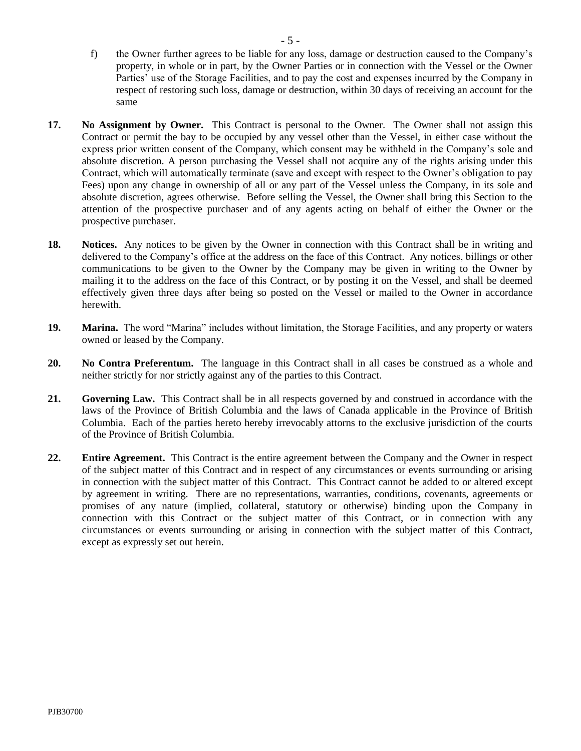f) the Owner further agrees to be liable for any loss, damage or destruction caused to the Company's property, in whole or in part, by the Owner Parties or in connection with the Vessel or the Owner Parties' use of the Storage Facilities, and to pay the cost and expenses incurred by the Company in respect of restoring such loss, damage or destruction, within 30 days of receiving an account for the same

**17. No Assignment by Owner.** This Contract is personal to the Owner. The Owner shall not assign this Contract or permit the bay to be occupied by any vessel other than the Vessel, in either case without the express prior written consent of the Company, which consent may be withheld in the Company's sole and absolute discretion. A person purchasing the Vessel shall not acquire any of the rights arising under this Contract, which will automatically terminate (save and except with respect to the Owner's obligation to pay Fees) upon any change in ownership of all or any part of the Vessel unless the Company, in its sole and absolute discretion, agrees otherwise. Before selling the Vessel, the Owner shall bring this Section to the attention of the prospective purchaser and of any agents acting on behalf of either the Owner or the prospective purchaser.

**18. Notices.** Any notices to be given by the Owner in connection with this Contract shall be in writing and delivered to the Company's office at the address on the face of this Contract. Any notices, billings or other communications to be given to the Owner by the Company may be given in writing to the Owner by mailing it to the address on the face of this Contract, or by posting it on the Vessel, and shall be deemed effectively given three days after being so posted on the Vessel or mailed to the Owner in accordance herewith.

**19. Marina.** The word "Marina" includes without limitation, the Storage Facilities, and any property or waters owned or leased by the Company.

**20. No Contra Preferentum.** The language in this Contract shall in all cases be construed as a whole and neither strictly for nor strictly against any of the parties to this Contract.

**21. Governing Law.** This Contract shall be in all respects governed by and construed in accordance with the laws of the Province of British Columbia and the laws of Canada applicable in the Province of British Columbia. Each of the parties hereto hereby irrevocably attorns to the exclusive jurisdiction of the courts of the Province of British Columbia.

**22. Entire Agreement.** This Contract is the entire agreement between the Company and the Owner in respect of the subject matter of this Contract and in respect of any circumstances or events surrounding or arising in connection with the subject matter of this Contract. This Contract cannot be added to or altered except by agreement in writing. There are no representations, warranties, conditions, covenants, agreements or promises of any nature (implied, collateral, statutory or otherwise) binding upon the Company in connection with this Contract or the subject matter of this Contract, or in connection with any circumstances or events surrounding or arising in connection with the subject matter of this Contract, except as expressly set out herein.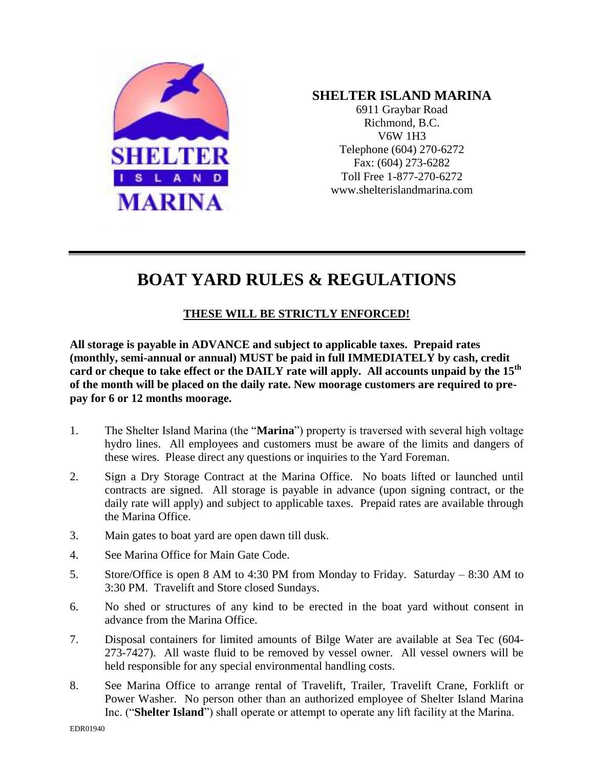**SHELTER ISLAND MARINA**
6911 Graybar Road
Richmond, B.C.
V6W 1H3
Telephone (604) 270-6272
Fax: (604) 273-6282
Toll Free 1-877-270-6272
www.shelterislandmarina.com

# BOAT YARD RULES & REGULATIONS

**THESE WILL BE STRICTLY ENFORCED!**

**All storage is payable in ADVANCE and subject to applicable taxes. Prepaid rates (monthly, semi-annual or annual) MUST be paid in full IMMEDIATELY by cash, credit card or cheque to take effect or the DAILY rate will apply. All accounts unpaid by the 15th of the month will be placed on the daily rate. New moorage customers are required to pre-pay for 6 or 12 months moorage.**

1. The Shelter Island Marina (the "**Marina**") property is traversed with several high voltage hydro lines. All employees and customers must be aware of the limits and dangers of these wires. Please direct any questions or inquiries to the Yard Foreman.
2. Sign a Dry Storage Contract at the Marina Office. No boats lifted or launched until contracts are signed. All storage is payable in advance (upon signing contract, or the daily rate will apply) and subject to applicable taxes. Prepaid rates are available through the Marina Office.
3. Main gates to boat yard are open dawn till dusk.
4. See Marina Office for Main Gate Code.
5. Store/Office is open 8 AM to 4:30 PM from Monday to Friday. Saturday – 8:30 AM to 3:30 PM. Travelift and Store closed Sundays.
6. No shed or structures of any kind to be erected in the boat yard without consent in advance from the Marina Office.
7. Disposal containers for limited amounts of Bilge Water are available at Sea Tec (604-273-7427). All waste fluid to be removed by vessel owner. All vessel owners will be held responsible for any special environmental handling costs.
8. See Marina Office to arrange rental of Travelift, Trailer, Travelift Crane, Forklift or Power Washer. No person other than an authorized employee of Shelter Island Marina Inc. ("**Shelter Island**") shall operate or attempt to operate any lift facility at the Marina.

EDR01940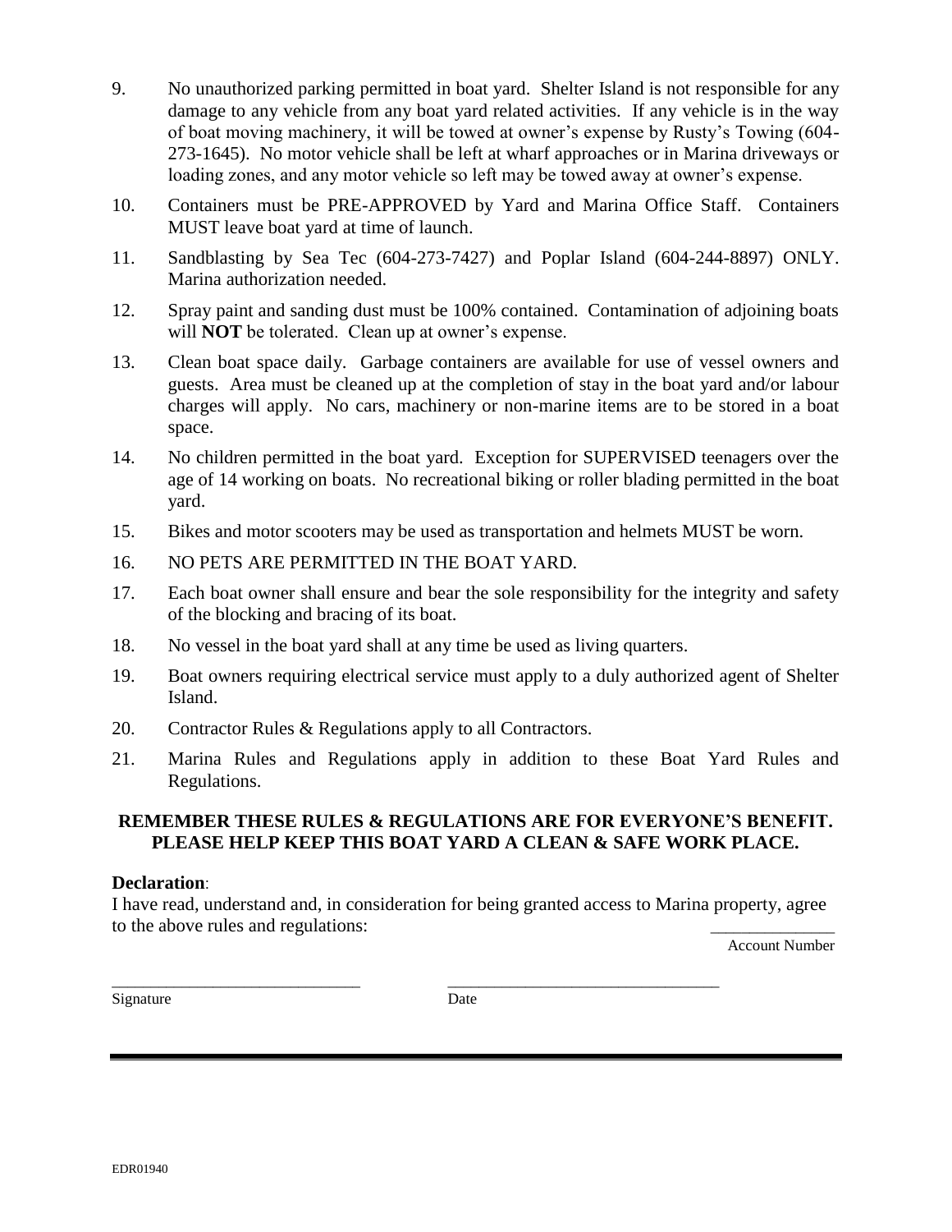9. No unauthorized parking permitted in boat yard. Shelter Island is not responsible for any damage to any vehicle from any boat yard related activities. If any vehicle is in the way of boat moving machinery, it will be towed at owner's expense by Rusty's Towing (604-273-1645). No motor vehicle shall be left at wharf approaches or in Marina driveways or loading zones, and any motor vehicle so left may be towed away at owner's expense.

10. Containers must be PRE-APPROVED by Yard and Marina Office Staff. Containers MUST leave boat yard at time of launch.

11. Sandblasting by Sea Tec (604-273-7427) and Poplar Island (604-244-8897) ONLY. Marina authorization needed.

12. Spray paint and sanding dust must be 100% contained. Contamination of adjoining boats will **NOT** be tolerated. Clean up at owner's expense.

13. Clean boat space daily. Garbage containers are available for use of vessel owners and guests. Area must be cleaned up at the completion of stay in the boat yard and/or labour charges will apply. No cars, machinery or non-marine items are to be stored in a boat space.

14. No children permitted in the boat yard. Exception for SUPERVISED teenagers over the age of 14 working on boats. No recreational biking or roller blading permitted in the boat yard.

15. Bikes and motor scooters may be used as transportation and helmets MUST be worn.

16. NO PETS ARE PERMITTED IN THE BOAT YARD.

17. Each boat owner shall ensure and bear the sole responsibility for the integrity and safety of the blocking and bracing of its boat.

18. No vessel in the boat yard shall at any time be used as living quarters.

19. Boat owners requiring electrical service must apply to a duly authorized agent of Shelter Island.

20. Contractor Rules & Regulations apply to all Contractors.

21. Marina Rules and Regulations apply in addition to these Boat Yard Rules and Regulations.

**REMEMBER THESE RULES & REGULATIONS ARE FOR EVERYONE'S BENEFIT. PLEASE HELP KEEP THIS BOAT YARD A CLEAN & SAFE WORK PLACE.**

**Declaration**:
I have read, understand and, in consideration for being granted access to Marina property, agree to the above rules and regulations:

_______________
Account Number

______________________________ ________________________________
Signature Date

EDR01940